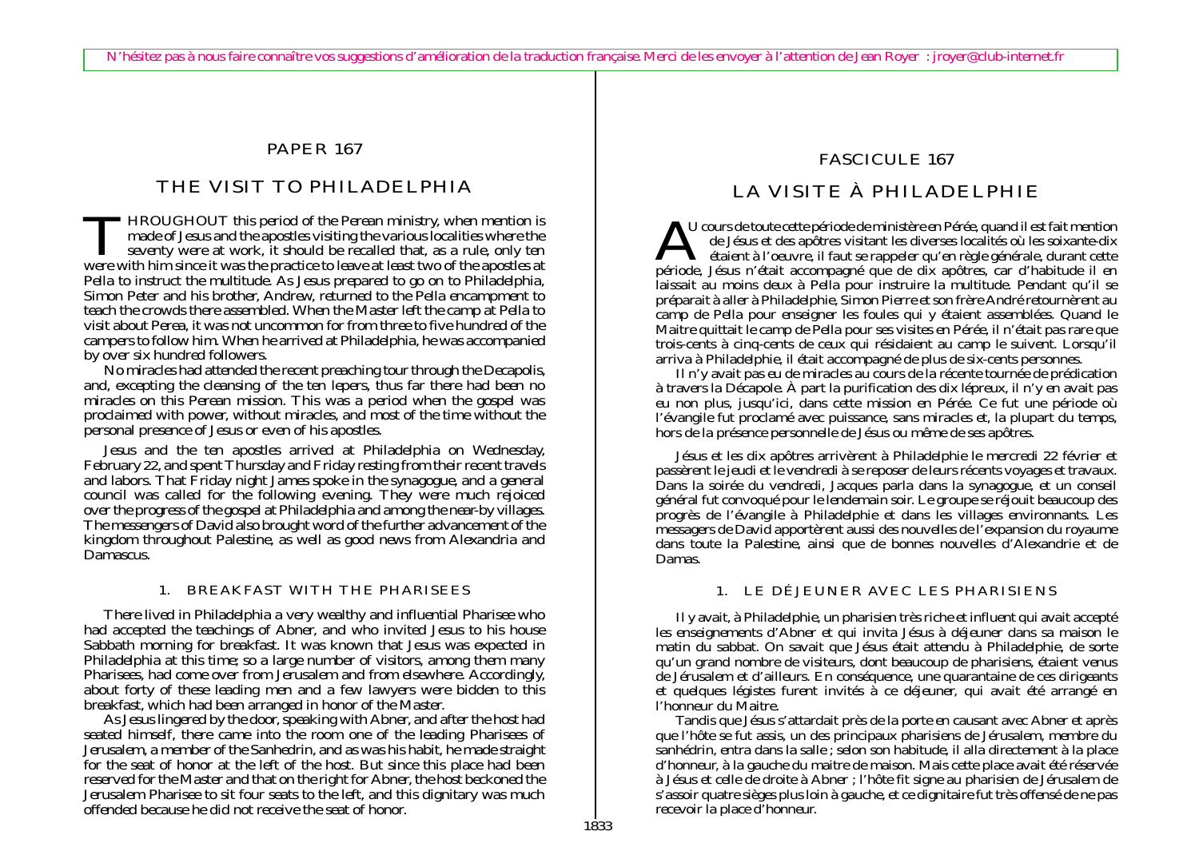# PAPER 167

## THE VISIT TO PHILADELPHIA

THROUGHOUT this period of the Perean ministry, when mention is made of Jesus and the apostles visiting the various localities where the seventy were at work, it should be recalled that, as a rule, only ten were with him since it was the practice to leave at least two of the apostles at Pella to instruct the multitude. As Jesus prepared to go on to Philadelphia, Simon Peter and his brother, Andrew, returned to the Pella encampment to teach the crowds there assembled. When the Master left the camp at Pella to visit about Perea, it was not uncommon for from three to five hundred of the campers to follow him. When he arrived at Philadelphia, he was accompanied by over six hundred followers.

No miracles had attended the recent preaching tour through the Decapolis, and, excepting the cleansing of the ten lepers, thus far there had been no miracles on this Perean mission. This was a period when the gospel was proclaimed with power, without miracles, and most of the time without the personal presence of Jesus or even of his apostles.

Jesus and the ten apostles arrived at Philadelphia on Wednesday, February 22, and spent Thursday and Friday resting from their recent travels and labors. That Friday night James spoke in the synagogue, and a general council was called for the following evening. They were much rejoiced over the progress of the gospel at Philadelphia and among the near-by villages. The messengers of David also brought word of the further advancement of the kingdom throughout Palestine, as well as good news from Alexandria and Damascus.

### 1. BREAKFAST WITH THE PHARISEES

There lived in Philadelphia a very wealthy and influential Pharisee who had accepted the teachings of Abner, and who invited Jesus to his house Sabbath morning for breakfast. It was known that Jesus was expected in Philadelphia at this time; so a large number of visitors, among them many Pharisees, had come over from Jerusalem and from elsewhere. Accordingly, about forty of these leading men and a few lawyers were bidden to this breakfast, which had been arranged in honor of the Master.

As Jesus lingered by the door, speaking with Abner, and after the host had seated himself, there came into the room one of the leading Pharisees of Jerusalem, a member of the Sanhedrin, and as was his habit, he made straight for the seat of honor at the left of the host. But since this place had been reserved for the Master and that on the right for Abner, the host beckoned the Jerusalem Pharisee to sit four seats to the left, and this dignitary was much offended because he did not receive the seat of honor.

# FASCICULE 167

## LA VISITE À PHILADELPHIE

AU cours de toute cette période de ministère en Pérée, quand il est fait mention de Jésus et des apôtres visitant les diverses localités où les soixante-dix étaient à l'oeuvre, il faut se rappeler qu'en règle générale, durant cette période, Jésus n'était accompagné que de dix apôtres, car d'habitude il en laissait au moins deux à Pella pour instruire la multitude. Pendant qu'il se préparait à aller à Philadelphie, Simon Pierre et son frère André retournèrent au camp de Pella pour enseigner les foules qui y étaient assemblées. Quand le Maitre quittait le camp de Pella pour ses visites en Pérée, il n'était pas rare que trois-cents à cinq-cents de ceux qui résidaient au camp le suivent. Lorsqu'il arriva à Philadelphie, il était accompagné de plus de six-cents personnes.

Il n'y avait pas eu de miracles au cours de la récente tournée de prédication à travers la Décapole. À part la purification des dix lépreux, il n'y en avait pas eu non plus, jusqu'ici, dans cette mission en Pérée. Ce fut une période où l'évangile fut proclamé avec puissance, sans miracles et, la plupart du temps, hors de la présence personnelle de Jésus ou même de ses apôtres.

Jésus et les dix apôtres arrivèrent à Philadelphie le mercredi 22 février et passèrent le jeudi et le vendredi à se reposer de leurs récents voyages et travaux. Dans la soirée du vendredi, Jacques parla dans la synagogue, et un conseil général fut convoqué pour le lendemain soir. Le groupe se réjouit beaucoup des progrès de l'évangile à Philadelphie et dans les villages environnants. Les messagers de David apportèrent aussi des nouvelles de l'expansion du royaume dans toute la Palestine, ainsi que de bonnes nouvelles d'Alexandrie et de Damas.

### 1. LE DÉJEUNER AVEC LES PHARISIENS

Il y avait, à Philadelphie, un pharisien très riche et influent qui avait accepté les enseignements d'Abner et qui invita Jésus à déjeuner dans sa maison le matin du sabbat. On savait que Jésus était attendu à Philadelphie, de sorte qu'un grand nombre de visiteurs, dont beaucoup de pharisiens, étaient venus de Jérusalem et d'ailleurs. En conséquence, une quarantaine de ces dirigeants et quelques légistes furent invités à ce déjeuner, qui avait été arrangé en l'honneur du Maitre.

Tandis que Jésus s'attardait près de la porte en causant avec Abner et après que l'hôte se fut assis, un des principaux pharisiens de Jérusalem, membre du sanhédrin, entra dans la salle ; selon son habitude, il alla directement à la place d'honneur, à la gauche du maitre de maison. Mais cette place avait été réservée à Jésus et celle de droite à Abner ; l'hôte fit signe au pharisien de Jérusalem de s'assoir quatre sièges plus loin à gauche, et ce dignitaire fut très offensé de ne pas recevoir la place d'honneur.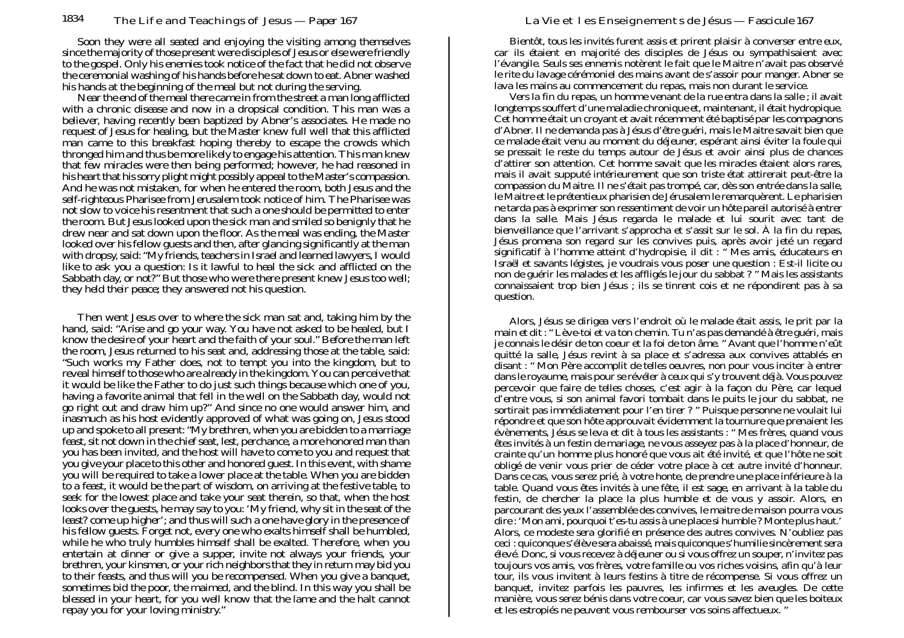Soon they were all seated and enjoying the visiting among themselves since the majority of those present were disciples of Jesus or else were friendly to the gospel. Only his enemies took notice of the fact that he did not observe the ceremonial washing of his hands before he sat down to eat. Abner washed his hands at the beginning of the meal but not during the serving.

Near the end of the meal there came in from the street a man long afflicted with a chronic disease and now in a dropsical condition. This man was a believer, having recently been baptized by Abner's associates. He made no request of Jesus for healing, but the Master knew full well that this afflicted man came to this breakfast hoping thereby to escape the crowds which thronged him and thus be more likely to engage his attention. This man knew that few miracles were then being performed; however, he had reasoned in his heart that his sorry plight might possibly appeal to the Master's compassion. And he was not mistaken, for when he entered the room, both Jesus and the self-righteous Pharisee from Jerusalem took notice of him. The Pharisee was not slow to voice his resentment that such a one should be permitted to enter the room. But Jesus looked upon the sick man and smiled so benignly that he drew near and sat down upon the floor. As the meal was ending, the Master looked over his fellow guests and then, after glancing significantly at the man with dropsy, said: "My friends, teachers in Israel and learned lawyers, I would like to ask you a question: Is it lawful to heal the sick and afflicted on the Sabbath day, or not?" But those who were there present knew Jesus too well; they held their peace; they answered not his question.

Then went Jesus over to where the sick man sat and, taking him by the hand, said: "Arise and go your way. You have not asked to be healed, but I know the desire of your heart and the faith of your soul." Before the man left the room, Jesus returned to his seat and, addressing those at the table, said: "Such works my Father does, not to tempt you into the kingdom, but to reveal himself to those who are already in the kingdom. You can perceive that it would be like the Father to do just such things because which one of you, having a favorite animal that fell in the well on the Sabbath day, would not go right out and draw him up?" And since no one would answer him, and inasmuch as his host evidently approved of what was going on, Jesus stood up and spoke to all present: "My brethren, when you are bidden to a marriage feast, sit not down in the chief seat, lest, perchance, a more honored man than you has been invited, and the host will have to come to you and request that you give your place to this other and honored guest. In this event, with shame you will be required to take a lower place at the table. When you are bidden to a feast, it would be the part of wisdom, on arriving at the festive table, to seek for the lowest place and take your seat therein, so that, when the host looks over the guests, he may say to you: 'My friend, why sit in the seat of the least? come up higher'; and thus will such a one have glory in the presence of his fellow guests. Forget not, every one who exalts himself shall be humbled, while he who truly humbles himself shall be exalted. Therefore, when you entertain at dinner or give a supper, invite not always your friends, your brethren, your kinsmen, or your rich neighbors that they in return may bid you to their feasts, and thus will you be recompensed. When you give a banquet, sometimes bid the poor, the maimed, and the blind. In this way you shall be blessed in your heart, for you well know that the lame and the halt cannot repay you for your loving ministry."

Bientôt, tous les invités furent assis et prirent plaisir à converser entre eux, car ils étaient en majorité des disciples de Jésus ou sympathisaient avec l'évangile. Seuls ses ennemis notèrent le fait que le Maitre n'avait pas observé le rite du lavage cérémoniel des mains avant de s'assoir pour manger. Abner se lava les mains au commencement du repas, mais non durant le service.

Vers la fin du repas, un homme venant de la rue entra dans la salle ; il avait longtemps souffert d'une maladie chronique et, maintenant, il était hydropique. Cet homme était un croyant et avait récemment été baptisé par les compagnons d'Abner. Il ne demanda pas à Jésus d'être guéri, mais le Maitre savait bien que ce malade était venu au moment du déjeuner, espérant ainsi éviter la foule qui se pressait le reste du temps autour de Jésus et avoir ainsi plus de chances d'attirer son attention. Cet homme savait que les miracles étaient alors rares, mais il avait supputé intérieurement que son triste état attirerait peut-être la compassion du Maitre. Il ne s'était pas trompé, car, dès son entrée dans la salle, le Maitre et le prétentieux pharisien de Jérusalem le remarquèrent. Le pharisien ne tarda pas à exprimer son ressentiment de voir un hôte pareil autorisé à entrer dans la salle. Mais Jésus regarda le malade et lui sourit avec tant de bienveillance que l'arrivant s'approcha et s'assit sur le sol. À la fin du repas, Jésus promena son regard sur les convives puis, après avoir jeté un regard significatif à l'homme atteint d'hydropisie, il dit : " Mes amis, éducateurs en Israël et savants légistes, je voudrais vous poser une question : Est-il licite ou non de guérir les malades et les affligés le jour du sabbat ? " Mais les assistants connaissaient trop bien Jésus ; ils se tinrent cois et ne répondirent pas à sa question.

Alors, Jésus se dirigea vers l'endroit où le malade était assis, le prit par la main et dit : " Lève-toi et va ton chemin. Tu n'as pas demandé à être guéri, mais je connais le désir de ton coeur et la foi de ton âme. " Avant que l'homme n'eût quitté la salle, Jésus revint à sa place et s'adressa aux convives attablés en disant : " Mon Père accomplit de telles oeuvres, non pour vous inciter à entrer dans le royaume, mais pour se révéler à ceux qui s'y trouvent déjà. Vous pouvez percevoir que faire de telles choses, c'est agir à la façon du Père, car lequel d'entre vous, si son animal favori tombait dans le puits le jour du sabbat, ne sortirait pas immédiatement pour l'en tirer ? " Puisque personne ne voulait lui répondre et que son hôte approuvait évidemment la tournure que prenaient les évènements, Jésus se leva et dit à tous les assistants : " Mes frères, quand vous êtes invités à un festin de mariage, ne vous asseyez pas à la place d'honneur, de crainte qu'un homme plus honoré que vous ait été invité, et que l'hôte ne soit obligé de venir vous prier de céder votre place à cet autre invité d'honneur. Dans ce cas, vous serez prié, à votre honte, de prendre une place inférieure à la table. Quand vous êtes invités à une fête, il est sage, en arrivant à la table du festin, de chercher la place la plus humble et de vous y assoir. Alors, en parcourant des yeux l'assemblée des convives, le maitre de maison pourra vous dire : 'Mon ami, pourquoi t'es-tu assis à une place si humble ? Monte plus haut.' Alors, ce modeste sera glorifié en présence des autres convives. N'oubliez pas ceci : quiconque s'élève sera abaissé, mais quiconque s'humilie sincèrement sera élevé. Donc, si vous recevez à déjeuner ou si vous offrez un souper, n'invitez pas toujours vos amis, vos frères, votre famille ou vos riches voisins, afin qu'à leur tour, ils vous invitent à leurs festins à titre de récompense. Si vous offrez un banquet, invitez parfois les pauvres, les infirmes et les aveugles. De cette manière, vous serez bénis dans votre coeur, car vous savez bien que les boiteux et les estropiés ne peuvent vous rembourser vos soins affectueux. "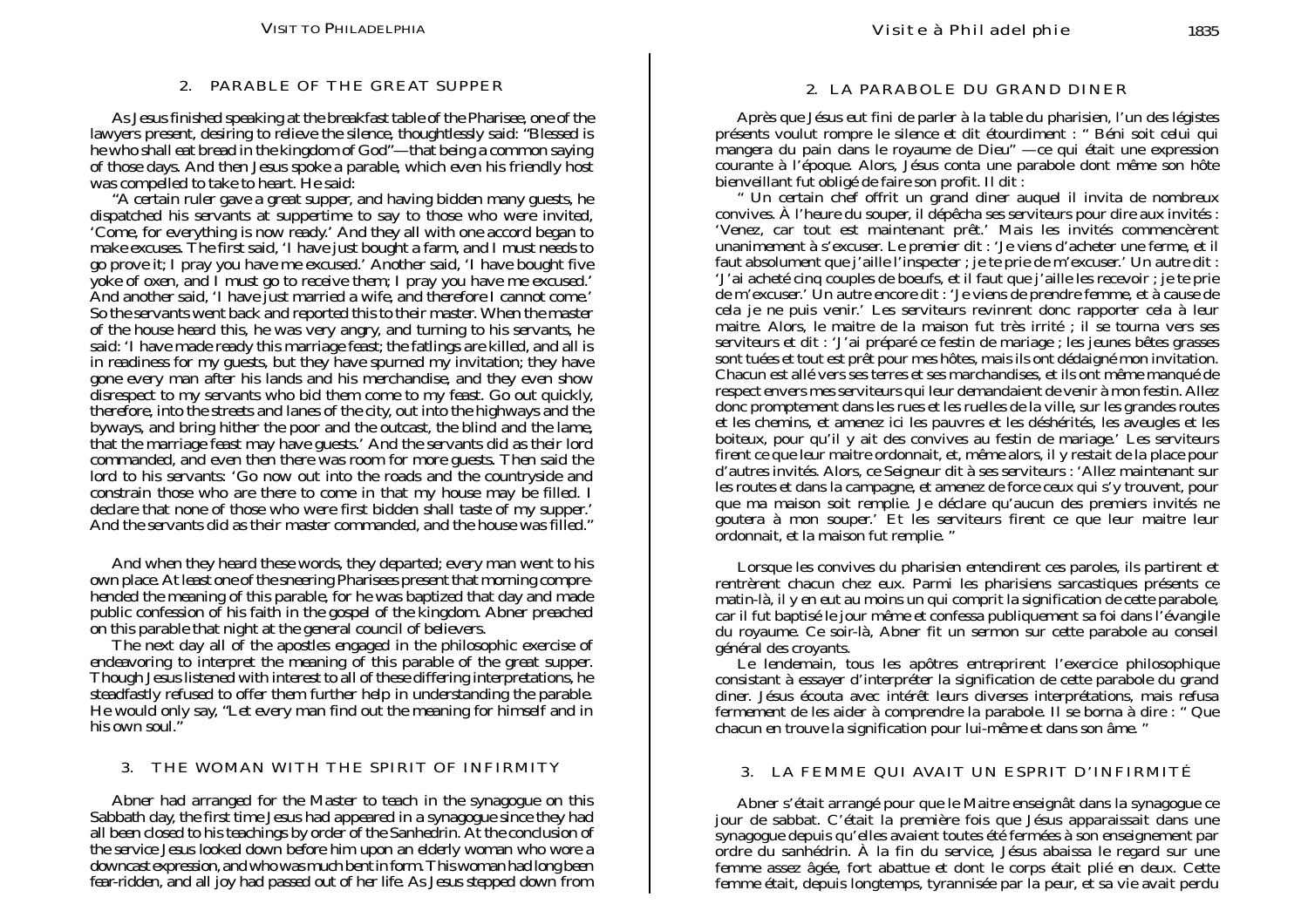## 2. PARABLE OF THE GREAT SUPPER

As Jesus finished speaking at the breakfast table of the Pharisee, one of the lawyers present, desiring to relieve the silence, thoughtlessly said: "Blessed is he who shall eat bread in the kingdom of God"—that being a common saying of those days. And then Jesus spoke a parable, which even his friendly host was compelled to take to heart. He said:

"A certain ruler gave a great supper, and having bidden many guests, he dispatched his servants at suppertime to say to those who were invited, 'Come, for everything is now ready.' And they all with one accord began to make excuses. The first said, 'I have just bought a farm, and I must needs to go prove it; I pray you have me excused.' Another said, 'I have bought five yoke of oxen, and I must go to receive them; I pray you have me excused.' And another said, 'I have just married a wife, and therefore I cannot come.' So the servants went back and reported this to their master. When the master of the house heard this, he was very angry, and turning to his servants, he said: 'I have made ready this marriage feast; the fatlings are killed, and all is in readiness for my guests, but they have spurned my invitation; they have gone every man after his lands and his merchandise, and they even show disrespect to my servants who bid them come to my feast. Go out quickly, therefore, into the streets and lanes of the city, out into the highways and the byways, and bring hither the poor and the outcast, the blind and the lame, that the marriage feast may have guests.' And the servants did as their lord commanded, and even then there was room for more guests. Then said the lord to his servants: 'Go now out into the roads and the countryside and constrain those who are there to come in that my house may be filled. I declare that none of those who were first bidden shall taste of my supper.' And the servants did as their master commanded, and the house was filled."

And when they heard these words, they departed; every man went to his own place. At least one of the sneering Pharisees present that morning comprehended the meaning of this parable, for he was baptized that day and made public confession of his faith in the gospel of the kingdom. Abner preached on this parable that night at the general council of believers.

The next day all of the apostles engaged in the philosophic exercise of endeavoring to interpret the meaning of this parable of the great supper. Though Jesus listened with interest to all of these differing interpretations, he steadfastly refused to offer them further help in understanding the parable. He would only say, "Let every man find out the meaning for himself and in his own soul."

## 3. THE WOMAN WITH THE SPIRIT OF INFIRMITY

Abner had arranged for the Master to teach in the synagogue on this Sabbath day, the first time Jesus had appeared in a synagogue since they had all been closed to his teachings by order of the Sanhedrin. At the conclusion of the service Jesus looked down before him upon an elderly woman who wore a downcast expression, and who was much bent in form. This woman had long been fear-ridden, and all joy had passed out of her life. As Jesus stepped down from

## 2. LA PARABOLE DU GRAND DINER

Après que Jésus eut fini de parler à la table du pharisien, l'un des légistes présents voulut rompre le silence et dit étourdiment : " Béni soit celui qui mangera du pain dans le royaume de Dieu" —ce qui était une expression courante à l'époque. Alors, Jésus conta une parabole dont même son hôte bienveillant fut obligé de faire son profit. Il dit :

" Un certain chef offrit un grand diner auquel il invita de nombreux convives. À l'heure du souper, il dépêcha ses serviteurs pour dire aux invités : 'Venez, car tout est maintenant prêt.' Mais les invités commencèrent unanimement à s'excuser. Le premier dit : 'Je viens d'acheter une ferme, et il faut absolument que j'aille l'inspecter ; je te prie de m'excuser.' Un autre dit : 'J'ai acheté cinq couples de boeufs, et il faut que j'aille les recevoir ; je te prie de m'excuser.' Un autre encore dit : 'Je viens de prendre femme, et à cause de cela je ne puis venir.' Les serviteurs revinrent donc rapporter cela à leur maitre. Alors, le maitre de la maison fut très irrité ; il se tourna vers ses serviteurs et dit : 'J'ai préparé ce festin de mariage ; les jeunes bêtes grasses sont tuées et tout est prêt pour mes hôtes, mais ils ont dédaigné mon invitation. Chacun est allé vers ses terres et ses marchandises, et ils ont même manqué de respect envers mes serviteurs qui leur demandaient de venir à mon festin. Allez donc promptement dans les rues et les ruelles de la ville, sur les grandes routes et les chemins, et amenez ici les pauvres et les déshérités, les aveugles et les boiteux, pour qu'il y ait des convives au festin de mariage.' Les serviteurs firent ce que leur maitre ordonnait, et, même alors, il y restait de la place pour d'autres invités. Alors, ce Seigneur dit à ses serviteurs : 'Allez maintenant sur les routes et dans la campagne, et amenez de force ceux qui s'y trouvent, pour que ma maison soit remplie. Je déclare qu'aucun des premiers invités ne goutera à mon souper.' Et les serviteurs firent ce que leur maitre leur ordonnait, et la maison fut remplie. "

Lorsque les convives du pharisien entendirent ces paroles, ils partirent et rentrèrent chacun chez eux. Parmi les pharisiens sarcastiques présents ce matin-là, il y en eut au moins un qui comprit la signification de cette parabole, car il fut baptisé le jour même et confessa publiquement sa foi dans l'évangile du royaume. Ce soir-là, Abner fit un sermon sur cette parabole au conseil général des croyants.

Le lendemain, tous les apôtres entreprirent l'exercice philosophique consistant à essayer d'interpréter la signification de cette parabole du grand diner. Jésus écouta avec intérêt leurs diverses interprétations, mais refusa fermement de les aider à comprendre la parabole. Il se borna à dire : " Que chacun en trouve la signification pour lui-même et dans son âme. "

## 3. LA FEMME QUI AVAIT UN ESPRIT D'INFIRMITÉ

Abner s'était arrangé pour que le Maitre enseignât dans la synagogue ce jour de sabbat. C'était la première fois que Jésus apparaissait dans une synagogue depuis qu'elles avaient toutes été fermées à son enseignement par ordre du sanhédrin. À la fin du service, Jésus abaissa le regard sur une femme assez âgée, fort abattue et dont le corps était plié en deux. Cette femme était, depuis longtemps, tyrannisée par la peur, et sa vie avait perdu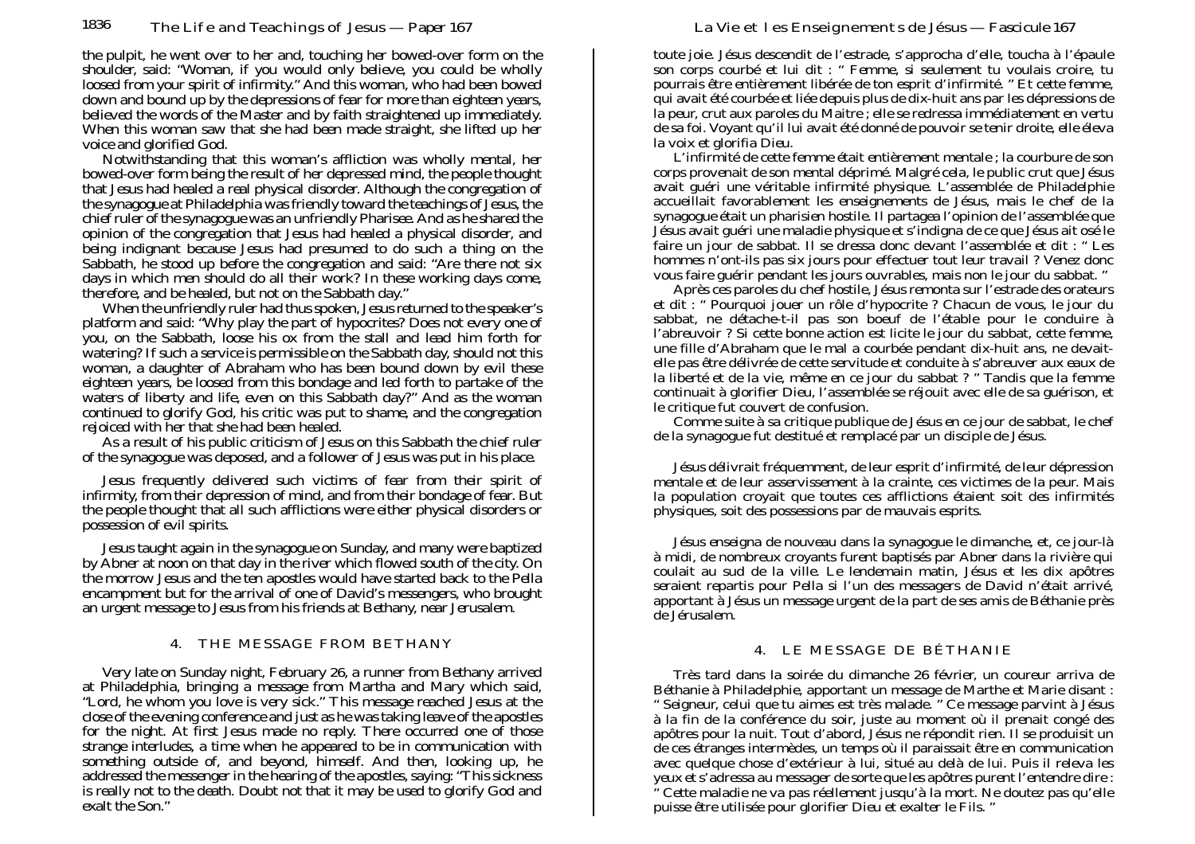the pulpit, he went over to her and, touching her bowed-over form on the shoulder, said: "Woman, if you would only believe, you could be wholly loosed from your spirit of infirmity." And this woman, who had been bowed down and bound up by the depressions of fear for more than eighteen years, believed the words of the Master and by faith straightened up immediately. When this woman saw that she had been made straight, she lifted up her voice and glorified God.

Notwithstanding that this woman's affliction was wholly mental, her bowed-over form being the result of her depressed mind, the people thought that Jesus had healed a real physical disorder. Although the congregation of the synagogue at Philadelphia was friendly toward the teachings of Jesus, the chief ruler of the synagogue was an unfriendly Pharisee. And as he shared the opinion of the congregation that Jesus had healed a physical disorder, and being indignant because Jesus had presumed to do such a thing on the Sabbath, he stood up before the congregation and said: "Are there not six days in which men should do all their work? In these working days come, therefore, and be healed, but not on the Sabbath day."

When the unfriendly ruler had thus spoken, Jesus returned to the speaker's platform and said: "Why play the part of hypocrites? Does not every one of you, on the Sabbath, loose his ox from the stall and lead him forth for watering? If such a service is permissible on the Sabbath day, should not this woman, a daughter of Abraham who has been bound down by evil these eighteen years, be loosed from this bondage and led forth to partake of the waters of liberty and life, even on this Sabbath day?" And as the woman continued to glorify God, his critic was put to shame, and the congregation rejoiced with her that she had been healed.

As a result of his public criticism of Jesus on this Sabbath the chief ruler of the synagogue was deposed, and a follower of Jesus was put in his place.

Jesus frequently delivered such victims of fear from their spirit of infirmity, from their depression of mind, and from their bondage of fear. But the people thought that all such afflictions were either physical disorders or possession of evil spirits.

Jesus taught again in the synagogue on Sunday, and many were baptized by Abner at noon on that day in the river which flowed south of the city. On the morrow Jesus and the ten apostles would have started back to the Pella encampment but for the arrival of one of David's messengers, who brought an urgent message to Jesus from his friends at Bethany, near Jerusalem.

## 4. THE MESSAGE FROM BETHANY

Very late on Sunday night, February 26, a runner from Bethany arrived at Philadelphia, bringing a message from Martha and Mary which said, "Lord, he whom you love is very sick." This message reached Jesus at the close of the evening conference and just as he was taking leave of the apostles for the night. At first Jesus made no reply. There occurred one of those strange interludes, a time when he appeared to be in communication with something outside of, and beyond, himself. And then, looking up, he addressed the messenger in the hearing of the apostles, saying: "This sickness is really not to the death. Doubt not that it may be used to glorify God and exalt the Son."

---

toute joie. Jésus descendit de l'estrade, s'approcha d'elle, toucha à l'épaule son corps courbé et lui dit : " Femme, si seulement tu voulais croire, tu pourrais être entièrement libérée de ton esprit d'infirmité. " Et cette femme, qui avait été courbée et liée depuis plus de dix-huit ans par les dépressions de la peur, crut aux paroles du Maitre ; elle se redressa immédiatement en vertu de sa foi. Voyant qu'il lui avait été donné de pouvoir se tenir droite, elle éleva la voix et glorifia Dieu.

L'infirmité de cette femme était entièrement mentale ; la courbure de son corps provenait de son mental déprimé. Malgré cela, le public crut que Jésus avait guéri une véritable infirmité physique. L'assemblée de Philadelphie accueillait favorablement les enseignements de Jésus, mais le chef de la synagogue était un pharisien hostile. Il partagea l'opinion de l'assemblée que Jésus avait guéri une maladie physique et s'indigna de ce que Jésus ait osé le faire un jour de sabbat. Il se dressa donc devant l'assemblée et dit : " Les hommes n'ont-ils pas six jours pour effectuer tout leur travail ? Venez donc vous faire guérir pendant les jours ouvrables, mais non le jour du sabbat. "

Après ces paroles du chef hostile, Jésus remonta sur l'estrade des orateurs et dit : " Pourquoi jouer un rôle d'hypocrite ? Chacun de vous, le jour du sabbat, ne détache-t-il pas son boeuf de l'étable pour le conduire à l'abreuvoir ? Si cette bonne action est licite le jour du sabbat, cette femme, une fille d'Abraham que le mal a courbée pendant dix-huit ans, ne devait-elle pas être délivrée de cette servitude et conduite à s'abreuver aux eaux de la liberté et de la vie, même en ce jour du sabbat ? " Tandis que la femme continuait à glorifier Dieu, l'assemblée se réjouit avec elle de sa guérison, et le critique fut couvert de confusion.

Comme suite à sa critique publique de Jésus en ce jour de sabbat, le chef de la synagogue fut destitué et remplacé par un disciple de Jésus.

Jésus délivrait fréquemment, de leur esprit d'infirmité, de leur dépression mentale et de leur asservissement à la crainte, ces victimes de la peur. Mais la population croyait que toutes ces afflictions étaient soit des infirmités physiques, soit des possessions par de mauvais esprits.

Jésus enseigna de nouveau dans la synagogue le dimanche, et, ce jour-là à midi, de nombreux croyants furent baptisés par Abner dans la rivière qui coulait au sud de la ville. Le lendemain matin, Jésus et les dix apôtres seraient repartis pour Pella si l'un des messagers de David n'était arrivé, apportant à Jésus un message urgent de la part de ses amis de Béthanie près de Jérusalem.

## 4. LE MESSAGE DE BÉTHANIE

Très tard dans la soirée du dimanche 26 février, un coureur arriva de Béthanie à Philadelphie, apportant un message de Marthe et Marie disant : " Seigneur, celui que tu aimes est très malade. " Ce message parvint à Jésus à la fin de la conférence du soir, juste au moment où il prenait congé des apôtres pour la nuit. Tout d'abord, Jésus ne répondit rien. Il se produisit un de ces étranges intermèdes, un temps où il paraissait être en communication avec quelque chose d'extérieur à lui, situé au delà de lui. Puis il releva les yeux et s'adressa au messager de sorte que les apôtres purent l'entendre dire : " Cette maladie ne va pas réellement jusqu'à la mort. Ne doutez pas qu'elle puisse être utilisée pour glorifier Dieu et exalter le Fils. "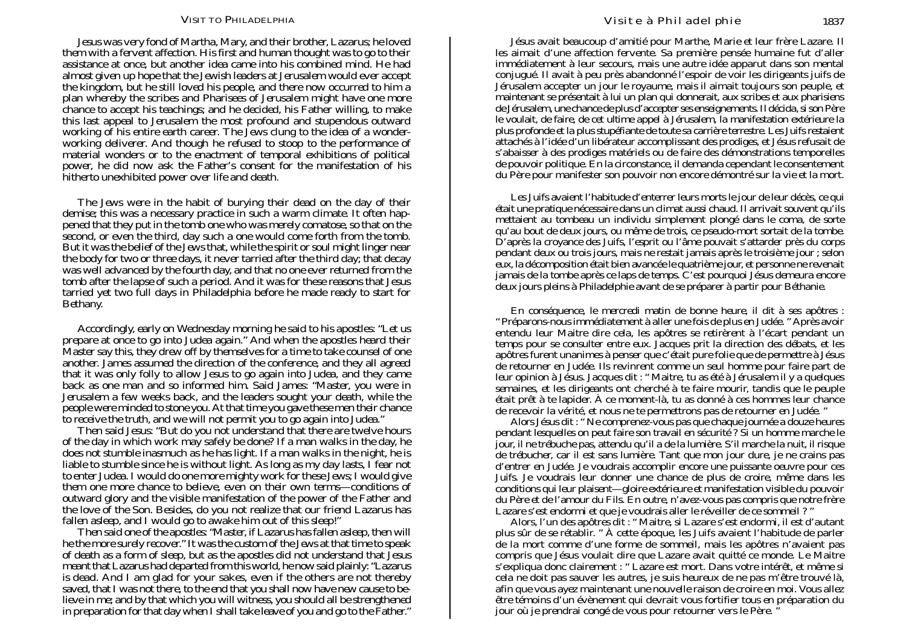Jesus was very fond of Martha, Mary, and their brother, Lazarus; he loved them with a fervent affection. His first and human thought was to go to their assistance at once, but another idea came into his combined mind. He had almost given up hope that the Jewish leaders at Jerusalem would ever accept the kingdom, but he still loved his people, and there now occurred to him a plan whereby the scribes and Pharisees of Jerusalem might have one more chance to accept his teachings; and he decided, his Father willing, to make this last appeal to Jerusalem the most profound and stupendous outward working of his entire earth career. The Jews clung to the idea of a wonder-working deliverer. And though he refused to stoop to the performance of material wonders or to the enactment of temporal exhibitions of political power, he did now ask the Father's consent for the manifestation of his hitherto unexhibited power over life and death.

The Jews were in the habit of burying their dead on the day of their demise; this was a necessary practice in such a warm climate. It often happened that they put in the tomb one who was merely comatose, so that on the second, or even the third, day such a one would come forth from the tomb. But it was the belief of the Jews that, while the spirit or soul might linger near the body for two or three days, it never tarried after the third day; that decay was well advanced by the fourth day, and that no one ever returned from the tomb after the lapse of such a period. And it was for these reasons that Jesus tarried yet two full days in Philadelphia before he made ready to start for Bethany.

Accordingly, early on Wednesday morning he said to his apostles: "Let us prepare at once to go into Judea again." And when the apostles heard their Master say this, they drew off by themselves for a time to take counsel of one another. James assumed the direction of the conference, and they all agreed that it was only folly to allow Jesus to go again into Judea, and they came back as one man and so informed him. Said James: "Master, you were in Jerusalem a few weeks back, and the leaders sought your death, while the people were minded to stone you. At that time you gave these men their chance to receive the truth, and we will not permit you to go again into Judea."

Then said Jesus: "But do you not understand that there are twelve hours of the day in which work may safely be done? If a man walks in the day, he does not stumble inasmuch as he has light. If a man walks in the night, he is liable to stumble since he is without light. As long as my day lasts, I fear not to enter Judea. I would do one more mighty work for these Jews; I would give them one more chance to believe, even on their own terms—conditions of outward glory and the visible manifestation of the power of the Father and the love of the Son. Besides, do you not realize that our friend Lazarus has fallen asleep, and I would go to awake him out of this sleep!"

Then said one of the apostles: "Master, if Lazarus has fallen asleep, then will he the more surely recover." It was the custom of the Jews at that time to speak of death as a form of sleep, but as the apostles did not understand that Jesus meant that Lazarus had departed from this world, he now said plainly: "Lazarus is dead. And I am glad for your sakes, even if the others are not thereby saved, that I was not there, to the end that you shall now have new cause to believe in me; and by that which you will witness, you should all be strengthened in preparation for that day when I shall take leave of you and go to the Father."

Jésus avait beaucoup d'amitié pour Marthe, Marie et leur frère Lazare. Il les aimait d'une affection fervente. Sa première pensée humaine fut d'aller immédiatement à leur secours, mais une autre idée apparut dans son mental conjugué. Il avait à peu près abandonné l'espoir de voir les dirigeants juifs de Jérusalem accepter un jour le royaume, mais il aimait toujours son peuple, et maintenant se présentait à lui un plan qui donnerait, aux scribes et aux pharisiens de Jérusalem, une chance de plus d'accepter ses enseignements. Il décida, si son Père le voulait, de faire, de cet ultime appel à Jérusalem, la manifestation extérieure la plus profonde et la plus stupéfiante de toute sa carrière terrestre. Les Juifs restaient attachés à l'idée d'un libérateur accomplissant des prodiges, et Jésus refusait de s'abaisser à des prodiges matériels ou de faire des démonstrations temporelles de pouvoir politique. En la circonstance, il demanda cependant le consentement du Père pour manifester son pouvoir non encore démontré sur la vie et la mort.

Les Juifs avaient l'habitude d'enterrer leurs morts le jour de leur décès, ce qui était une pratique nécessaire dans un climat aussi chaud. Il arrivait souvent qu'ils mettaient au tombeau un individu simplement plongé dans le coma, de sorte qu'au bout de deux jours, ou même de trois, ce pseudo-mort sortait de la tombe. D'après la croyance des Juifs, l'esprit ou l'âme pouvait s'attarder près du corps pendant deux ou trois jours, mais ne restait jamais après le troisième jour ; selon eux, la décomposition était bien avancée le quatrième jour, et personne ne revenait jamais de la tombe après ce laps de temps. C'est pourquoi Jésus demeura encore deux jours pleins à Philadelphie avant de se préparer à partir pour Béthanie.

En conséquence, le mercredi matin de bonne heure, il dit à ses apôtres : "Préparons-nous immédiatement à aller une fois de plus en Judée." Après avoir entendu leur Maitre dire cela, les apôtres se retirèrent à l'écart pendant un temps pour se consulter entre eux. Jacques prit la direction des débats, et les apôtres furent unanimes à penser que c'était pure folie que de permettre à Jésus de retourner en Judée. Ils revinrent comme un seul homme pour faire part de leur opinion à Jésus. Jacques dit : "Maitre, tu as été à Jérusalem il y a quelques semaines, et les dirigeants ont cherché à te faire mourir, tandis que le peuple était prêt à te lapider. À ce moment-là, tu as donné à ces hommes leur chance de recevoir la vérité, et nous ne te permettrons pas de retourner en Judée."

Alors Jésus dit : "Ne comprenez-vous pas que chaque journée a douze heures pendant lesquelles on peut faire son travail en sécurité ? Si un homme marche le jour, il ne trébuche pas, attendu qu'il a de la lumière. S'il marche la nuit, il risque de trébucher, car il est sans lumière. Tant que mon jour dure, je ne crains pas d'entrer en Judée. Je voudrais accomplir encore une puissante oeuvre pour ces Juifs. Je voudrais leur donner une chance de plus de croire, même dans les conditions qui leur plaisent—gloire extérieure et manifestation visible du pouvoir du Père et de l'amour du Fils. En outre, n'avez-vous pas compris que notre frère Lazare s'est endormi et que je voudrais aller le réveiller de ce sommeil ?"

Alors, l'un des apôtres dit : "Maitre, si Lazare s'est endormi, il est d'autant plus sûr de se rétablir." À cette époque, les Juifs avaient l'habitude de parler de la mort comme d'une forme de sommeil, mais les apôtres n'avaient pas compris que Jésus voulait dire que Lazare avait quitté ce monde. Le Maitre s'expliqua donc clairement : "Lazare est mort. Dans votre intérêt, et même si cela ne doit pas sauver les autres, je suis heureux de ne pas m'être trouvé là, afin que vous ayez maintenant une nouvelle raison de croire en moi. Vous allez être témoins d'un évènement qui devrait vous fortifier tous en préparation du jour où je prendrai congé de vous pour retourner vers le Père."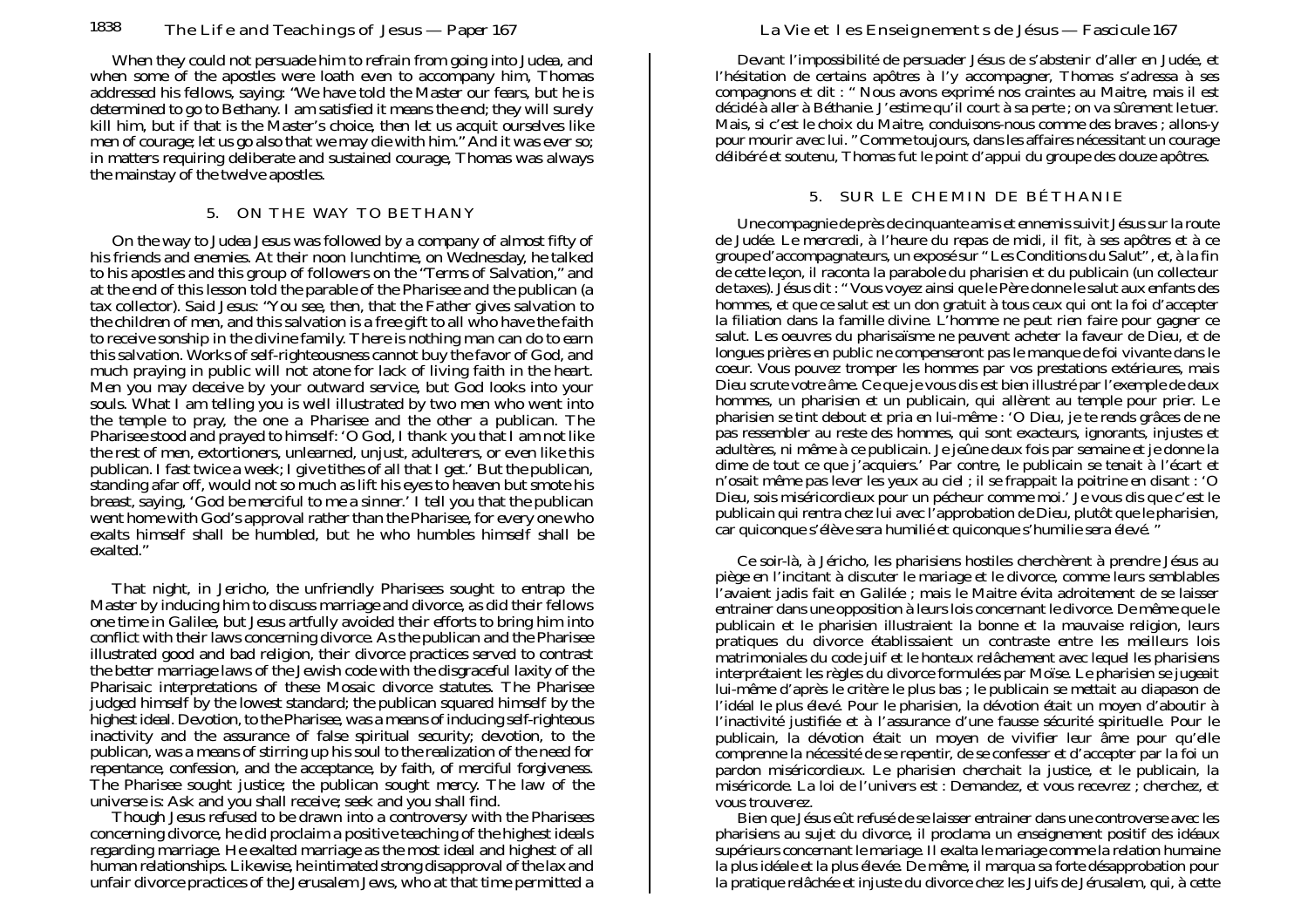When they could not persuade him to refrain from going into Judea, and when some of the apostles were loath even to accompany him, Thomas addressed his fellows, saying: "We have told the Master our fears, but he is determined to go to Bethany. I am satisfied it means the end; they will surely kill him, but if that is the Master's choice, then let us acquit ourselves like men of courage; let us go also that we may die with him." And it was ever so; in matters requiring deliberate and sustained courage, Thomas was always the mainstay of the twelve apostles.

## 5. ON THE WAY TO BETHANY

On the way to Judea Jesus was followed by a company of almost fifty of his friends and enemies. At their noon lunchtime, on Wednesday, he talked to his apostles and this group of followers on the "Terms of Salvation," and at the end of this lesson told the parable of the Pharisee and the publican (a tax collector). Said Jesus: "You see, then, that the Father gives salvation to the children of men, and this salvation is a free gift to all who have the faith to receive sonship in the divine family. There is nothing man can do to earn this salvation. Works of self-righteousness cannot buy the favor of God, and much praying in public will not atone for lack of living faith in the heart. Men you may deceive by your outward service, but God looks into your souls. What I am telling you is well illustrated by two men who went into the temple to pray, the one a Pharisee and the other a publican. The Pharisee stood and prayed to himself: 'O God, I thank you that I am not like the rest of men, extortioners, unlearned, unjust, adulterers, or even like this publican. I fast twice a week; I give tithes of all that I get.' But the publican, standing afar off, would not so much as lift his eyes to heaven but smote his breast, saying, 'God be merciful to me a sinner.' I tell you that the publican went home with God's approval rather than the Pharisee, for every one who exalts himself shall be humbled, but he who humbles himself shall be exalted."

That night, in Jericho, the unfriendly Pharisees sought to entrap the Master by inducing him to discuss marriage and divorce, as did their fellows one time in Galilee, but Jesus artfully avoided their efforts to bring him into conflict with their laws concerning divorce. As the publican and the Pharisee illustrated good and bad religion, their divorce practices served to contrast the better marriage laws of the Jewish code with the disgraceful laxity of the Pharisaic interpretations of these Mosaic divorce statutes. The Pharisee judged himself by the lowest standard; the publican squared himself by the highest ideal. Devotion, to the Pharisee, was a means of inducing self-righteous inactivity and the assurance of false spiritual security; devotion, to the publican, was a means of stirring up his soul to the realization of the need for repentance, confession, and the acceptance, by faith, of merciful forgiveness. The Pharisee sought justice; the publican sought mercy. The law of the universe is: Ask and you shall receive; seek and you shall find.

Though Jesus refused to be drawn into a controversy with the Pharisees concerning divorce, he did proclaim a positive teaching of the highest ideals regarding marriage. He exalted marriage as the most ideal and highest of all human relationships. Likewise, he intimated strong disapproval of the lax and unfair divorce practices of the Jerusalem Jews, who at that time permitted a

Devant l'impossibilité de persuader Jésus de s'abstenir d'aller en Judée, et l'hésitation de certains apôtres à l'y accompagner, Thomas s'adressa à ses compagnons et dit : " Nous avons exprimé nos craintes au Maitre, mais il est décidé à aller à Béthanie. J'estime qu'il court à sa perte ; on va sûrement le tuer. Mais, si c'est le choix du Maitre, conduisons-nous comme des braves ; allons-y pour mourir avec lui. " Comme toujours, dans les affaires nécessitant un courage délibéré et soutenu, Thomas fut le point d'appui du groupe des douze apôtres.

## 5. SUR LE CHEMIN DE BÉTHANIE

Une compagnie de près de cinquante amis et ennemis suivit Jésus sur la route de Judée. Le mercredi, à l'heure du repas de midi, il fit, à ses apôtres et à ce groupe d'accompagnateurs, un exposé sur " Les Conditions du Salut", et, à la fin de cette leçon, il raconta la parabole du pharisien et du publicain (un collecteur de taxes). Jésus dit : " Vous voyez ainsi que le Père donne le salut aux enfants des hommes, et que ce salut est un don gratuit à tous ceux qui ont la foi d'accepter la filiation dans la famille divine. L'homme ne peut rien faire pour gagner ce salut. Les oeuvres du pharisaïsme ne peuvent acheter la faveur de Dieu, et de longues prières en public ne compenseront pas le manque de foi vivante dans le coeur. Vous pouvez tromper les hommes par vos prestations extérieures, mais Dieu scrute votre âme. Ce que je vous dis est bien illustré par l'exemple de deux hommes, un pharisien et un publicain, qui allèrent au temple pour prier. Le pharisien se tint debout et pria en lui-même : 'O Dieu, je te rends grâces de ne pas ressembler au reste des hommes, qui sont exacteurs, ignorants, injustes et adultères, ni même à ce publicain. Je jeûne deux fois par semaine et je donne la dime de tout ce que j'acquiers.' Par contre, le publicain se tenait à l'écart et n'osait même pas lever les yeux au ciel ; il se frappait la poitrine en disant : 'O Dieu, sois miséricordieux pour un pécheur comme moi.' Je vous dis que c'est le publicain qui rentra chez lui avec l'approbation de Dieu, plutôt que le pharisien, car quiconque s'élève sera humilié et quiconque s'humilie sera élevé. "

Ce soir-là, à Jéricho, les pharisiens hostiles cherchèrent à prendre Jésus au piège en l'incitant à discuter le mariage et le divorce, comme leurs semblables l'avaient jadis fait en Galilée ; mais le Maitre évita adroitement de se laisser entrainer dans une opposition à leurs lois concernant le divorce. De même que le publicain et le pharisien illustraient la bonne et la mauvaise religion, leurs pratiques du divorce établissaient un contraste entre les meilleurs lois matrimoniales du code juif et le honteux relâchement avec lequel les pharisiens interprétaient les règles du divorce formulées par Moïse. Le pharisien se jugeait lui-même d'après le critère le plus bas ; le publicain se mettait au diapason de l'idéal le plus élevé. Pour le pharisien, la dévotion était un moyen d'aboutir à l'inactivité justifiée et à l'assurance d'une fausse sécurité spirituelle. Pour le publicain, la dévotion était un moyen de vivifier leur âme pour qu'elle comprenne la nécessité de se repentir, de se confesser et d'accepter par la foi un pardon miséricordieux. Le pharisien cherchait la justice, et le publicain, la miséricorde. La loi de l'univers est : Demandez, et vous recevrez ; cherchez, et vous trouverez.

Bien que Jésus eût refusé de se laisser entrainer dans une controverse avec les pharisiens au sujet du divorce, il proclama un enseignement positif des idéaux supérieurs concernant le mariage. Il exalta le mariage comme la relation humaine la plus idéale et la plus élevée. De même, il marqua sa forte désapprobation pour la pratique relâchée et injuste du divorce chez les Juifs de Jérusalem, qui, à cette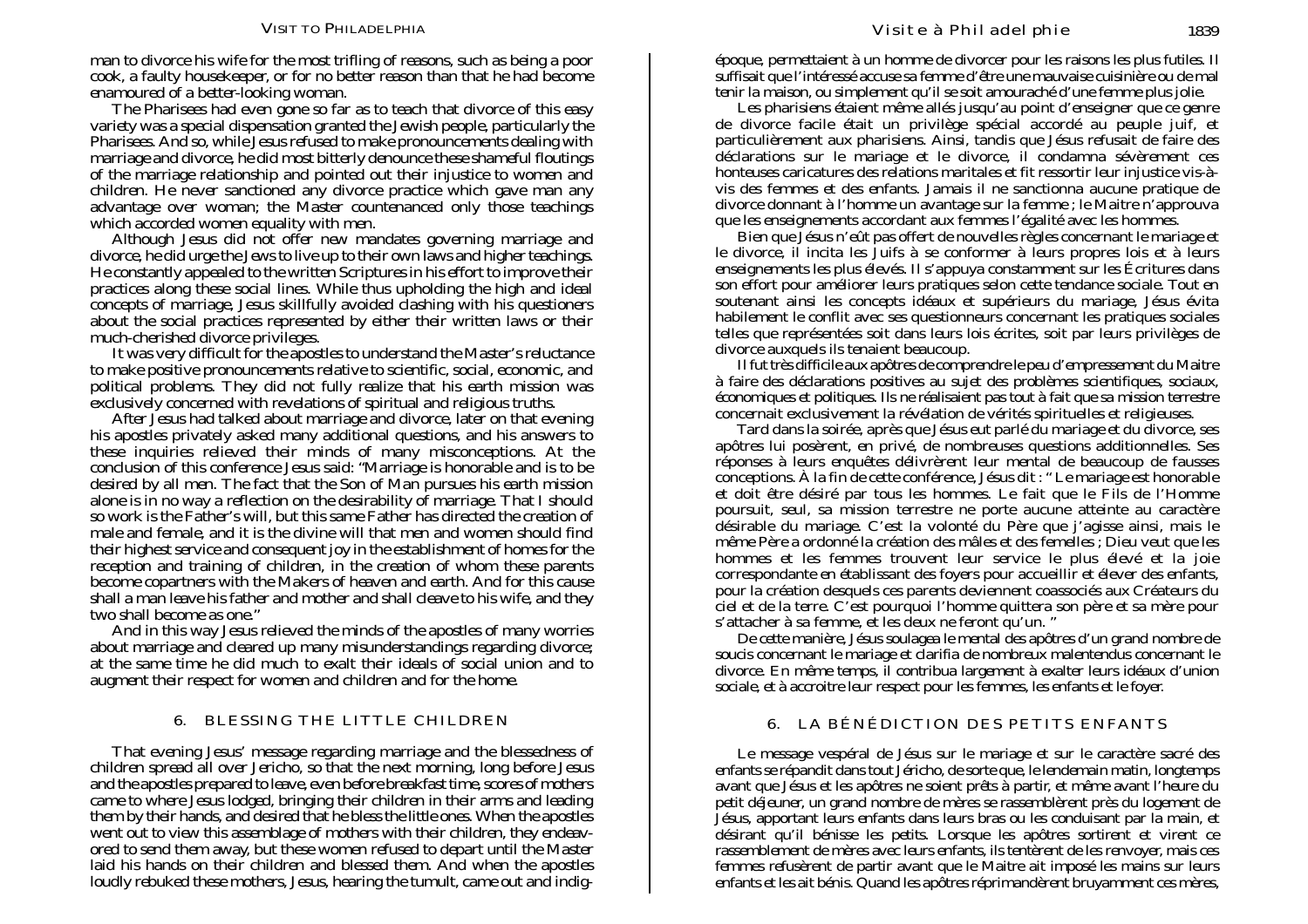man to divorce his wife for the most trifling of reasons, such as being a poor cook, a faulty housekeeper, or for no better reason than that he had become enamoured of a better-looking woman.

The Pharisees had even gone so far as to teach that divorce of this easy variety was a special dispensation granted the Jewish people, particularly the Pharisees. And so, while Jesus refused to make pronouncements dealing with marriage and divorce, he did most bitterly denounce these shameful floutings of the marriage relationship and pointed out their injustice to women and children. He never sanctioned any divorce practice which gave man any advantage over woman; the Master countenanced only those teachings which accorded women equality with men.

Although Jesus did not offer new mandates governing marriage and divorce, he did urge the Jews to live up to their own laws and higher teachings. He constantly appealed to the written Scriptures in his effort to improve their practices along these social lines. While thus upholding the high and ideal concepts of marriage, Jesus skillfully avoided clashing with his questioners about the social practices represented by either their written laws or their much-cherished divorce privileges.

It was very difficult for the apostles to understand the Master's reluctance to make positive pronouncements relative to scientific, social, economic, and political problems. They did not fully realize that his earth mission was exclusively concerned with revelations of spiritual and religious truths.

After Jesus had talked about marriage and divorce, later on that evening his apostles privately asked many additional questions, and his answers to these inquiries relieved their minds of many misconceptions. At the conclusion of this conference Jesus said: "Marriage is honorable and is to be desired by all men. The fact that the Son of Man pursues his earth mission alone is in no way a reflection on the desirability of marriage. That I should so work is the Father's will, but this same Father has directed the creation of male and female, and it is the divine will that men and women should find their highest service and consequent joy in the establishment of homes for the reception and training of children, in the creation of whom these parents become copartners with the Makers of heaven and earth. And for this cause shall a man leave his father and mother and shall cleave to his wife, and they two shall become as one."

And in this way Jesus relieved the minds of the apostles of many worries about marriage and cleared up many misunderstandings regarding divorce; at the same time he did much to exalt their ideals of social union and to augment their respect for women and children and for the home.

## 6. BLESSING THE LITTLE CHILDREN

That evening Jesus' message regarding marriage and the blessedness of children spread all over Jericho, so that the next morning, long before Jesus and the apostles prepared to leave, even before breakfast time, scores of mothers came to where Jesus lodged, bringing their children in their arms and leading them by their hands, and desired that he bless the little ones. When the apostles went out to view this assemblage of mothers with their children, they endeavored to send them away, but these women refused to depart until the Master laid his hands on their children and blessed them. And when the apostles loudly rebuked these mothers, Jesus, hearing the tumult, came out and indig-

---

époque, permettaient à un homme de divorcer pour les raisons les plus futiles. Il suffisait que l'intéressé accuse sa femme d'être une mauvaise cuisinière ou de mal tenir la maison, ou simplement qu'il se soit amouraché d'une femme plus jolie.

Les pharisiens étaient même allés jusqu'au point d'enseigner que ce genre de divorce facile était un privilège spécial accordé au peuple juif, et particulièrement aux pharisiens. Ainsi, tandis que Jésus refusait de faire des déclarations sur le mariage et le divorce, il condamna sévèrement ces honteuses caricatures des relations maritales et fit ressortir leur injustice vis-à-vis des femmes et des enfants. Jamais il ne sanctionna aucune pratique de divorce donnant à l'homme un avantage sur la femme ; le Maitre n'approuva que les enseignements accordant aux femmes l'égalité avec les hommes.

Bien que Jésus n'eût pas offert de nouvelles règles concernant le mariage et le divorce, il incita les Juifs à se conformer à leurs propres lois et à leurs enseignements les plus élevés. Il s'appuya constamment sur les Écritures dans son effort pour améliorer leurs pratiques selon cette tendance sociale. Tout en soutenant ainsi les concepts idéaux et supérieurs du mariage, Jésus évita habilement le conflit avec ses questionneurs concernant les pratiques sociales telles que représentées soit dans leurs lois écrites, soit par leurs privilèges de divorce auxquels ils tenaient beaucoup.

Il fut très difficile aux apôtres de comprendre le peu d'empressement du Maitre à faire des déclarations positives au sujet des problèmes scientifiques, sociaux, économiques et politiques. Ils ne réalisaient pas tout à fait que sa mission terrestre concernait exclusivement la révélation de vérités spirituelles et religieuses.

Tard dans la soirée, après que Jésus eut parlé du mariage et du divorce, ses apôtres lui posèrent, en privé, de nombreuses questions additionnelles. Ses réponses à leurs enquêtes délivrèrent leur mental de beaucoup de fausses conceptions. À la fin de cette conférence, Jésus dit : " Le mariage est honorable et doit être désiré par tous les hommes. Le fait que le Fils de l'Homme poursuit, seul, sa mission terrestre ne porte aucune atteinte au caractère désirable du mariage. C'est la volonté du Père que j'agisse ainsi, mais le même Père a ordonné la création des mâles et des femelles ; Dieu veut que les hommes et les femmes trouvent leur service le plus élevé et la joie correspondante en établissant des foyers pour accueillir et élever des enfants, pour la création desquels ces parents deviennent coassociés aux Créateurs du ciel et de la terre. C'est pourquoi l'homme quittera son père et sa mère pour s'attacher à sa femme, et les deux ne feront qu'un. "

De cette manière, Jésus soulagea le mental des apôtres d'un grand nombre de soucis concernant le mariage et clarifia de nombreux malentendus concernant le divorce. En même temps, il contribua largement à exalter leurs idéaux d'union sociale, et à accroitre leur respect pour les femmes, les enfants et le foyer.

## 6. LA BÉNÉDICTION DES PETITS ENFANTS

Le message vespéral de Jésus sur le mariage et sur le caractère sacré des enfants se répandit dans tout Jéricho, de sorte que, le lendemain matin, longtemps avant que Jésus et les apôtres ne soient prêts à partir, et même avant l'heure du petit déjeuner, un grand nombre de mères se rassemblèrent près du logement de Jésus, apportant leurs enfants dans leurs bras ou les conduisant par la main, et désirant qu'il bénisse les petits. Lorsque les apôtres sortirent et virent ce rassemblement de mères avec leurs enfants, ils tentèrent de les renvoyer, mais ces femmes refusèrent de partir avant que le Maitre ait imposé les mains sur leurs enfants et les ait bénis. Quand les apôtres réprimandèrent bruyamment ces mères,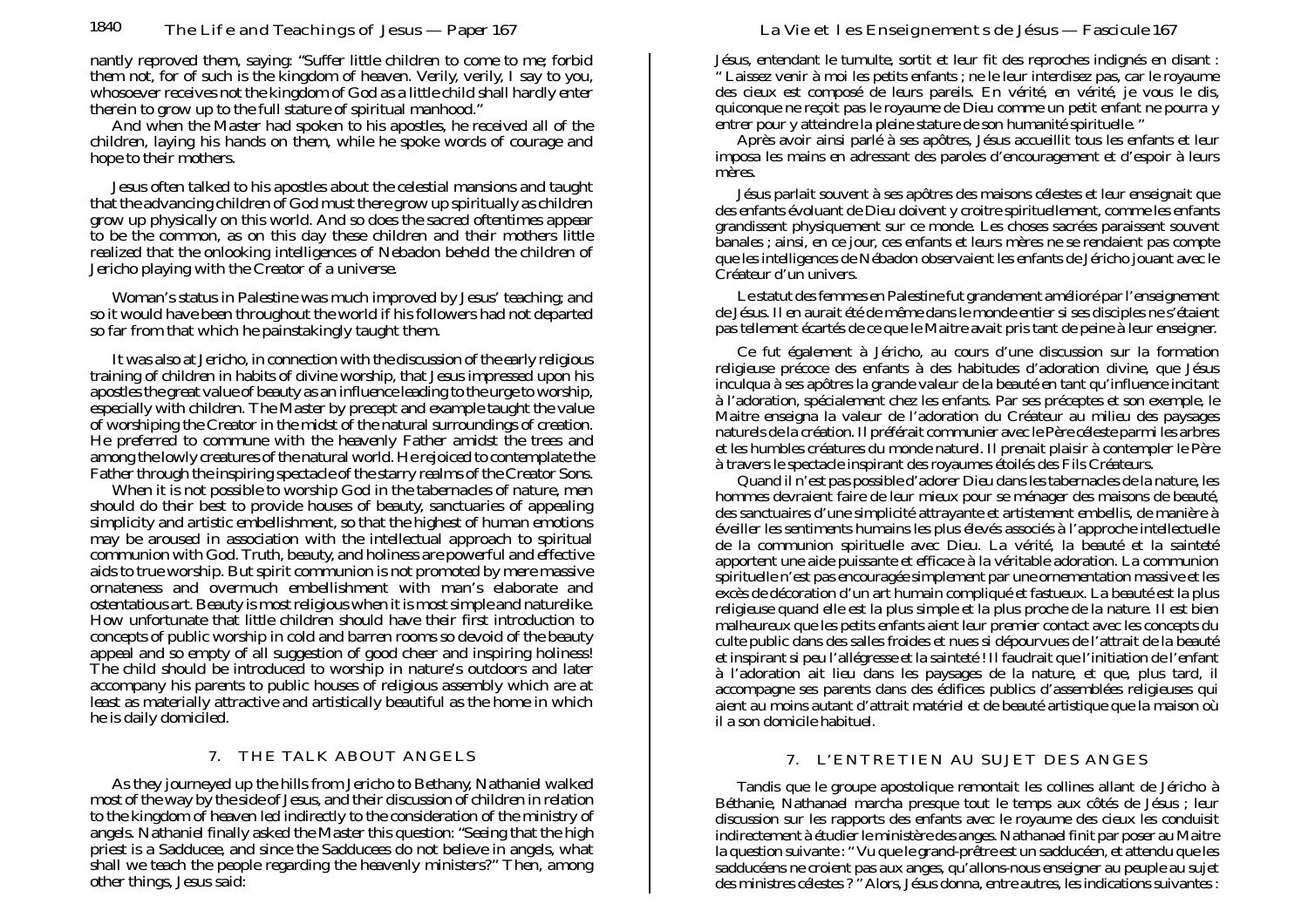nantly reproved them, saying: "Suffer little children to come to me; forbid them not, for of such is the kingdom of heaven. Verily, verily, I say to you, whosoever receives not the kingdom of God as a little child shall hardly enter therein to grow up to the full stature of spiritual manhood."

And when the Master had spoken to his apostles, he received all of the children, laying his hands on them, while he spoke words of courage and hope to their mothers.

Jesus often talked to his apostles about the celestial mansions and taught that the advancing children of God must there grow up spiritually as children grow up physically on this world. And so does the sacred oftentimes appear to be the common, as on this day these children and their mothers little realized that the onlooking intelligences of Nebadon beheld the children of Jericho playing with the Creator of a universe.

Woman's status in Palestine was much improved by Jesus' teaching; and so it would have been throughout the world if his followers had not departed so far from that which he painstakingly taught them.

It was also at Jericho, in connection with the discussion of the early religious training of children in habits of divine worship, that Jesus impressed upon his apostles the great value of beauty as an influence leading to the urge to worship, especially with children. The Master by precept and example taught the value of worshiping the Creator in the midst of the natural surroundings of creation. He preferred to commune with the heavenly Father amidst the trees and among the lowly creatures of the natural world. He rejoiced to contemplate the Father through the inspiring spectacle of the starry realms of the Creator Sons.

When it is not possible to worship God in the tabernacles of nature, men should do their best to provide houses of beauty, sanctuaries of appealing simplicity and artistic embellishment, so that the highest of human emotions may be aroused in association with the intellectual approach to spiritual communion with God. Truth, beauty, and holiness are powerful and effective aids to true worship. But spirit communion is not promoted by mere massive ornateness and overmuch embellishment with man's elaborate and ostentatious art. Beauty is most religious when it is most simple and naturelike. How unfortunate that little children should have their first introduction to concepts of public worship in cold and barren rooms so devoid of the beauty appeal and so empty of all suggestion of good cheer and inspiring holiness! The child should be introduced to worship in nature's outdoors and later accompany his parents to public houses of religious assembly which are at least as materially attractive and artistically beautiful as the home in which he is daily domiciled.

## 7. THE TALK ABOUT ANGELS

As they journeyed up the hills from Jericho to Bethany, Nathaniel walked most of the way by the side of Jesus, and their discussion of children in relation to the kingdom of heaven led indirectly to the consideration of the ministry of angels. Nathaniel finally asked the Master this question: "Seeing that the high priest is a Sadducee, and since the Sadducees do not believe in angels, what shall we teach the people regarding the heavenly ministers?" Then, among other things, Jesus said:

Jésus, entendant le tumulte, sortit et leur fit des reproches indignés en disant : " Laissez venir à moi les petits enfants ; ne le leur interdisez pas, car le royaume des cieux est composé de leurs pareils. En vérité, en vérité, je vous le dis, quiconque ne reçoit pas le royaume de Dieu comme un petit enfant ne pourra y entrer pour y atteindre la pleine stature de son humanité spirituelle. "

Après avoir ainsi parlé à ses apôtres, Jésus accueillit tous les enfants et leur imposa les mains en adressant des paroles d'encouragement et d'espoir à leurs mères.

Jésus parlait souvent à ses apôtres des maisons célestes et leur enseignait que des enfants évoluant de Dieu doivent y croitre spirituellement, comme les enfants grandissent physiquement sur ce monde. Les choses sacrées paraissent souvent banales ; ainsi, en ce jour, ces enfants et leurs mères ne se rendaient pas compte que les intelligences de Nébadon observaient les enfants de Jéricho jouant avec le Créateur d'un univers.

Le statut des femmes en Palestine fut grandement amélioré par l'enseignement de Jésus. Il en aurait été de même dans le monde entier si ses disciples ne s'étaient pas tellement écartés de ce que le Maitre avait pris tant de peine à leur enseigner.

Ce fut également à Jéricho, au cours d'une discussion sur la formation religieuse précoce des enfants à des habitudes d'adoration divine, que Jésus inculqua à ses apôtres la grande valeur de la beauté en tant qu'influence incitant à l'adoration, spécialement chez les enfants. Par ses préceptes et son exemple, le Maitre enseigna la valeur de l'adoration du Créateur au milieu des paysages naturels de la création. Il préférait communier avec le Père céleste parmi les arbres et les humbles créatures du monde naturel. Il prenait plaisir à contempler le Père à travers le spectacle inspirant des royaumes étoilés des Fils Créateurs.

Quand il n'est pas possible d'adorer Dieu dans les tabernacles de la nature, les hommes devraient faire de leur mieux pour se ménager des maisons de beauté, des sanctuaires d'une simplicité attrayante et artistement embellis, de manière à éveiller les sentiments humains les plus élevés associés à l'approche intellectuelle de la communion spirituelle avec Dieu. La vérité, la beauté et la sainteté apportent une aide puissante et efficace à la véritable adoration. La communion spirituelle n'est pas encouragée simplement par une ornementation massive et les excès de décoration d'un art humain compliqué et fastueux. La beauté est la plus religieuse quand elle est la plus simple et la plus proche de la nature. Il est bien malheureux que les petits enfants aient leur premier contact avec les concepts du culte public dans des salles froides et nues si dépourvues de l'attrait de la beauté et inspirant si peu l'allégresse et la sainteté ! Il faudrait que l'initiation de l'enfant à l'adoration ait lieu dans les paysages de la nature, et que, plus tard, il accompagne ses parents dans des édifices publics d'assemblées religieuses qui aient au moins autant d'attrait matériel et de beauté artistique que la maison où il a son domicile habituel.

## 7. L'ENTRETIEN AU SUJET DES ANGES

Tandis que le groupe apostolique remontait les collines allant de Jéricho à Béthanie, Nathanael marcha presque tout le temps aux côtés de Jésus ; leur discussion sur les rapports des enfants avec le royaume des cieux les conduisit indirectement à étudier le ministère des anges. Nathanael finit par poser au Maitre la question suivante : " Vu que le grand-prêtre est un sadducéen, et attendu que les sadducéens ne croient pas aux anges, qu'allons-nous enseigner au peuple au sujet des ministres célestes ? " Alors, Jésus donna, entre autres, les indications suivantes :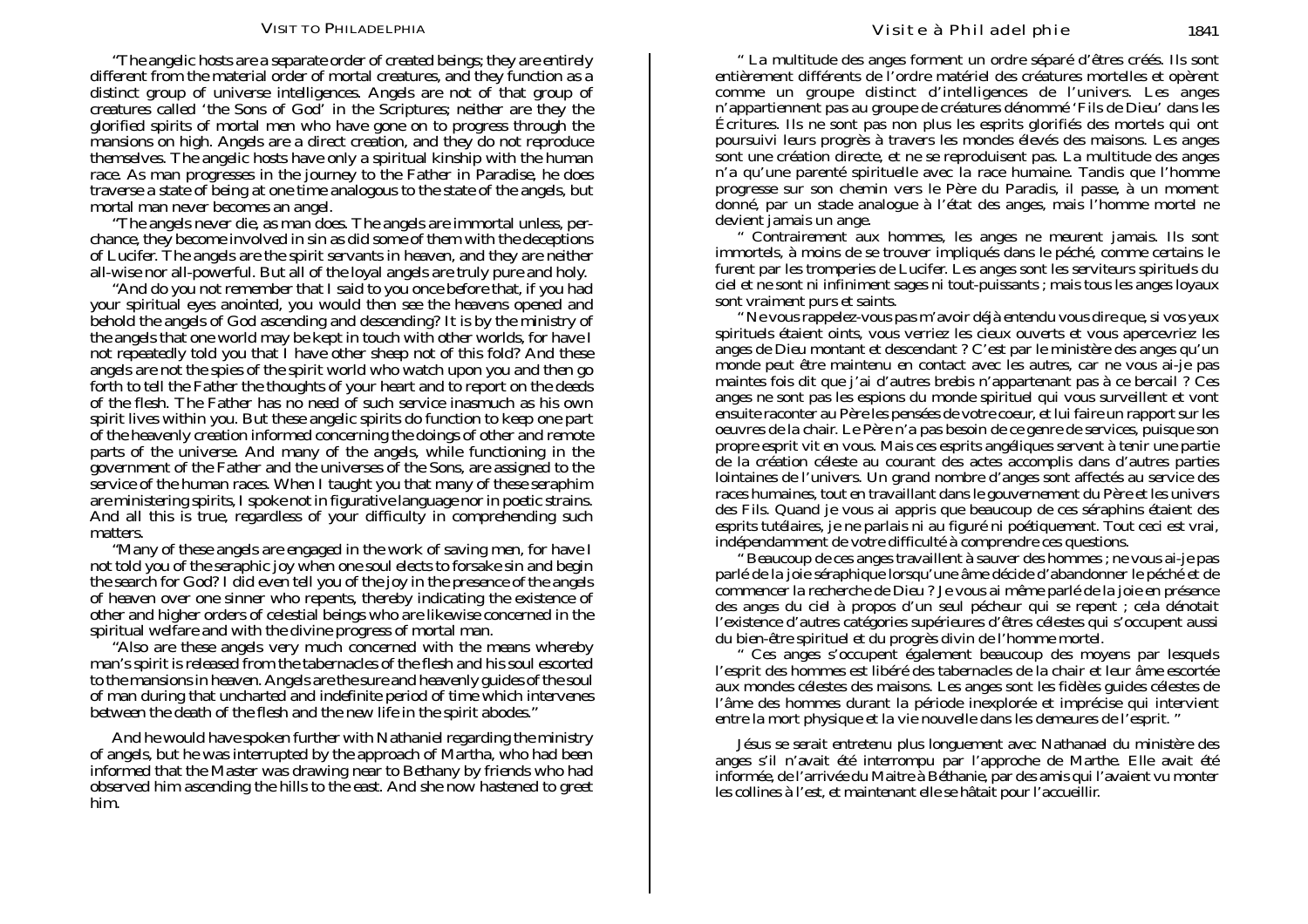"The angelic hosts are a separate order of created beings; they are entirely different from the material order of mortal creatures, and they function as a distinct group of universe intelligences. Angels are not of that group of creatures called 'the Sons of God' in the Scriptures; neither are they the glorified spirits of mortal men who have gone on to progress through the mansions on high. Angels are a direct creation, and they do not reproduce themselves. The angelic hosts have only a spiritual kinship with the human race. As man progresses in the journey to the Father in Paradise, he does traverse a state of being at one time analogous to the state of the angels, but mortal man never becomes an angel.

"The angels never die, as man does. The angels are immortal unless, perchance, they become involved in sin as did some of them with the deceptions of Lucifer. The angels are the spirit servants in heaven, and they are neither all-wise nor all-powerful. But all of the loyal angels are truly pure and holy.

"And do you not remember that I said to you once before that, if you had your spiritual eyes anointed, you would then see the heavens opened and behold the angels of God ascending and descending? It is by the ministry of the angels that one world may be kept in touch with other worlds, for have I not repeatedly told you that I have other sheep not of this fold? And these angels are not the spies of the spirit world who watch upon you and then go forth to tell the Father the thoughts of your heart and to report on the deeds of the flesh. The Father has no need of such service inasmuch as his own spirit lives within you. But these angelic spirits do function to keep one part of the heavenly creation informed concerning the doings of other and remote parts of the universe. And many of the angels, while functioning in the government of the Father and the universes of the Sons, are assigned to the service of the human races. When I taught you that many of these seraphim are ministering spirits, I spoke not in figurative language nor in poetic strains. And all this is true, regardless of your difficulty in comprehending such matters.

"Many of these angels are engaged in the work of saving men, for have I not told you of the seraphic joy when one soul elects to forsake sin and begin the search for God? I did even tell you of the joy in the presence of the angels of heaven over one sinner who repents, thereby indicating the existence of other and higher orders of celestial beings who are likewise concerned in the spiritual welfare and with the divine progress of mortal man.

"Also are these angels very much concerned with the means whereby man's spirit is released from the tabernacles of the flesh and his soul escorted to the mansions in heaven. Angels are the sure and heavenly guides of the soul of man during that uncharted and indefinite period of time which intervenes between the death of the flesh and the new life in the spirit abodes."

And he would have spoken further with Nathaniel regarding the ministry of angels, but he was interrupted by the approach of Martha, who had been informed that the Master was drawing near to Bethany by friends who had observed him ascending the hills to the east. And she now hastened to greet him.

" La multitude des anges forment un ordre séparé d'êtres créés. Ils sont entièrement différents de l'ordre matériel des créatures mortelles et opèrent comme un groupe distinct d'intelligences de l'univers. Les anges n'appartiennent pas au groupe de créatures dénommé 'Fils de Dieu' dans les Écritures. Ils ne sont pas non plus les esprits glorifiés des mortels qui ont poursuivi leurs progrès à travers les mondes élevés des maisons. Les anges sont une création directe, et ne se reproduisent pas. La multitude des anges n'a qu'une parenté spirituelle avec la race humaine. Tandis que l'homme progresse sur son chemin vers le Père du Paradis, il passe, à un moment donné, par un stade analogue à l'état des anges, mais l'homme mortel ne devient jamais un ange.

" Contrairement aux hommes, les anges ne meurent jamais. Ils sont immortels, à moins de se trouver impliqués dans le péché, comme certains le furent par les tromperies de Lucifer. Les anges sont les serviteurs spirituels du ciel et ne sont ni infiniment sages ni tout-puissants ; mais tous les anges loyaux sont vraiment purs et saints.

" Ne vous rappelez-vous pas m'avoir déjà entendu vous dire que, si vos yeux spirituels étaient oints, vous verriez les cieux ouverts et vous apercevriez les anges de Dieu montant et descendant ? C'est par le ministère des anges qu'un monde peut être maintenu en contact avec les autres, car ne vous ai-je pas maintes fois dit que j'ai d'autres brebis n'appartenant pas à ce bercail ? Ces anges ne sont pas les espions du monde spirituel qui vous surveillent et vont ensuite raconter au Père les pensées de votre coeur, et lui faire un rapport sur les oeuvres de la chair. Le Père n'a pas besoin de ce genre de services, puisque son propre esprit vit en vous. Mais ces esprits angéliques servent à tenir une partie de la création céleste au courant des actes accomplis dans d'autres parties lointaines de l'univers. Un grand nombre d'anges sont affectés au service des races humaines, tout en travaillant dans le gouvernement du Père et les univers des Fils. Quand je vous ai appris que beaucoup de ces séraphins étaient des esprits tutélaires, je ne parlais ni au figuré ni poétiquement. Tout ceci est vrai, indépendamment de votre difficulté à comprendre ces questions.

" Beaucoup de ces anges travaillent à sauver des hommes ; ne vous ai-je pas parlé de la joie séraphique lorsqu'une âme décide d'abandonner le péché et de commencer la recherche de Dieu ? Je vous ai même parlé de la joie en présence des anges du ciel à propos d'un seul pécheur qui se repent ; cela dénotait l'existence d'autres catégories supérieures d'êtres célestes qui s'occupent aussi du bien-être spirituel et du progrès divin de l'homme mortel.

" Ces anges s'occupent également beaucoup des moyens par lesquels l'esprit des hommes est libéré des tabernacles de la chair et leur âme escortée aux mondes célestes des maisons. Les anges sont les fidèles guides célestes de l'âme des hommes durant la période inexplorée et imprécise qui intervient entre la mort physique et la vie nouvelle dans les demeures de l'esprit. "

Jésus se serait entretenu plus longuement avec Nathanael du ministère des anges s'il n'avait été interrompu par l'approche de Marthe. Elle avait été informée, de l'arrivée du Maitre à Béthanie, par des amis qui l'avaient vu monter les collines à l'est, et maintenant elle se hâtait pour l'accueillir.